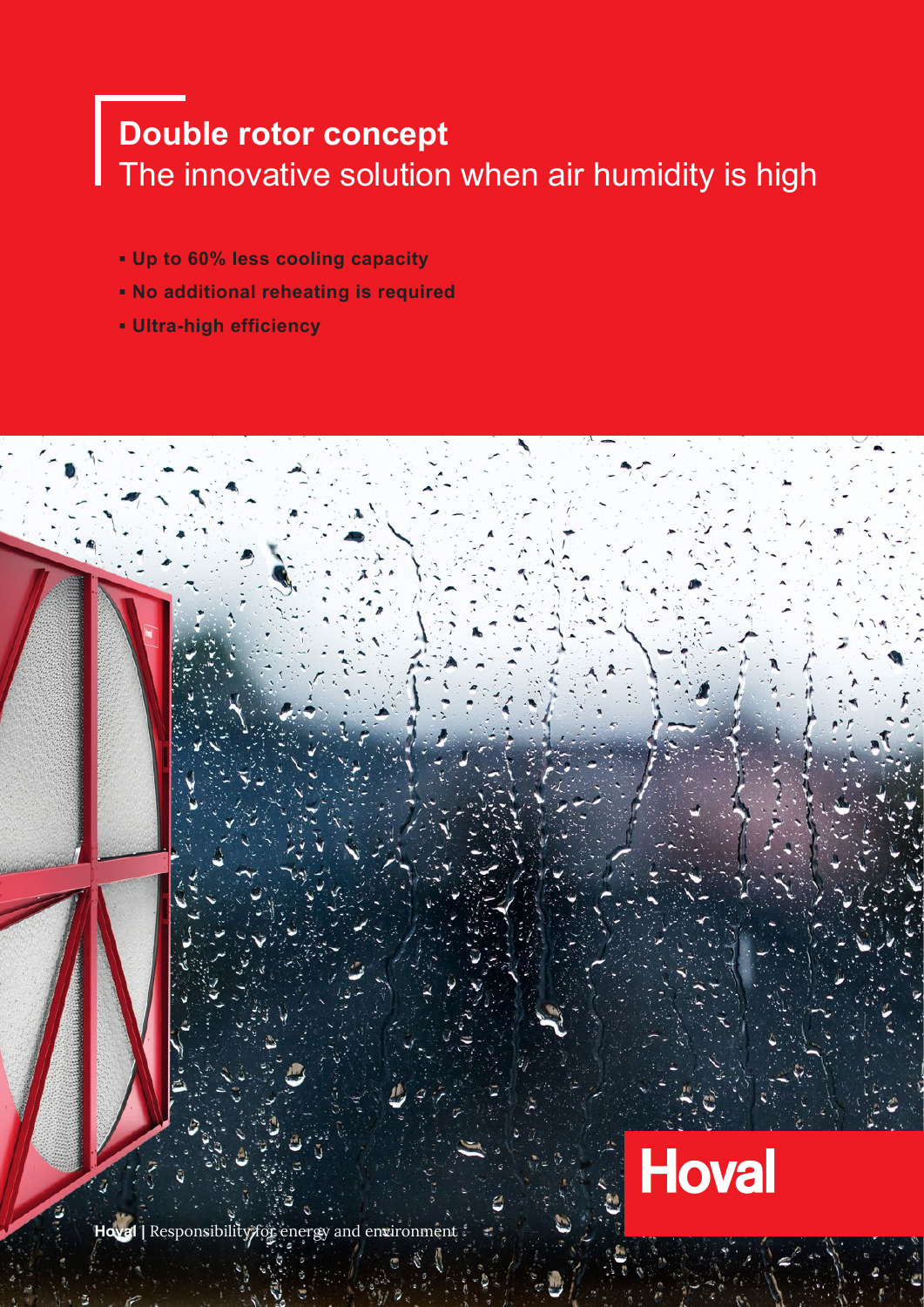# Double rotor concept

The innovative solution when air humidity is high

- Up to 60% less cooling capacity
- No additional reheating is required
- Ultra-high efficiency

Hoval | Responsibility for energy and environment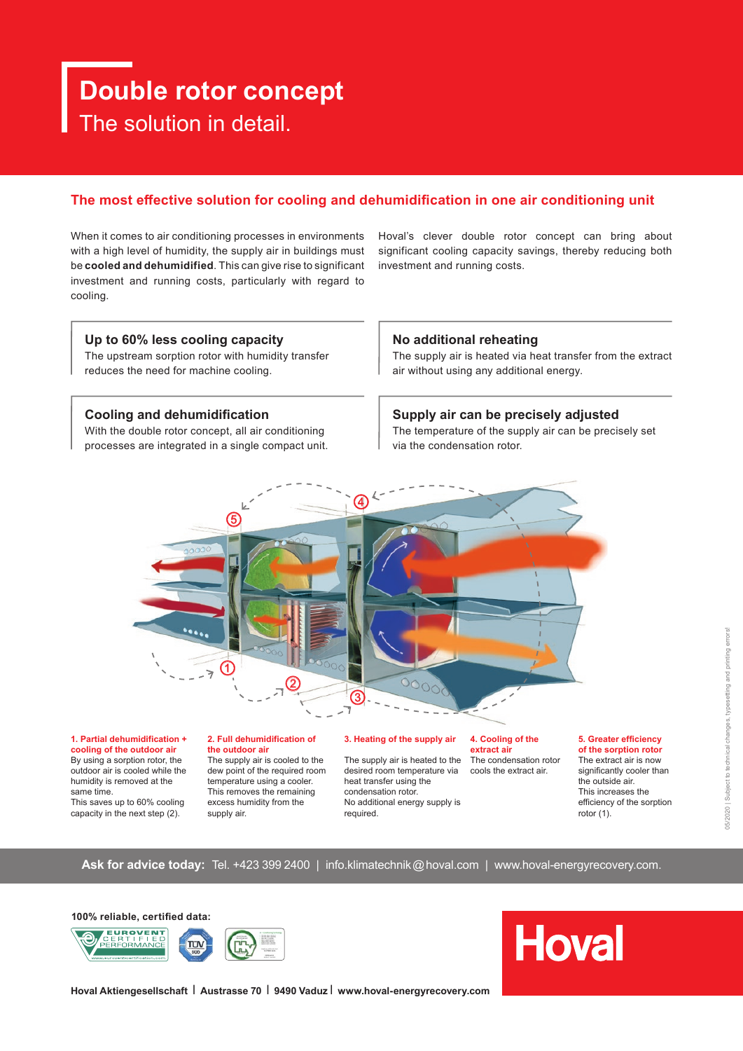# Double rotor concept

The solution in detail.

## The most effective solution for cooling and dehumidification in one air conditioning unit

When it comes to air conditioning processes in environments with a high level of humidity, the supply air in buildings must be **cooled and dehumidified**. This can give rise to significant investment and running costs, particularly with regard to cooling.

Hoval's clever double rotor concept can bring about significant cooling capacity savings, thereby reducing both investment and running costs.

### Up to 60% less cooling capacity

The upstream sorption rotor with humidity transfer reduces the need for machine cooling.

### No additional reheating

The supply air is heated via heat transfer from the extract air without using any additional energy.

### Cooling and dehumidification

With the double rotor concept, all air conditioning processes are integrated in a single compact unit.

### Supply air can be precisely adjusted

The temperature of the supply air can be precisely set via the condensation rotor.

**1. Partial dehumidification + cooling of the outdoor air**
By using a sorption rotor, the outdoor air is cooled while the humidity is removed at the same time.
This saves up to 60% cooling capacity in the next step (2).

**2. Full dehumidification of the outdoor air**
The supply air is cooled to the dew point of the required room temperature using a cooler. This removes the remaining excess humidity from the supply air.

**3. Heating of the supply air**
The supply air is heated to the desired room temperature via heat transfer using the condensation rotor.
No additional energy supply is required.

**4. Cooling of the extract air**
The condensation rotor cools the extract air.

**5. Greater efficiency of the sorption rotor**
The extract air is now significantly cooler than the outside air.
This increases the efficiency of the sorption rotor (1).

05/2020 | Subject to technical changes, typesetting and printing errors!

**Ask for advice today:** Tel. +423 399 2400 | info.klimatechnik@hoval.com | www.hoval-energyrecovery.com.

**100% reliable, certified data:**

Hoval

**Hoval Aktiengesellschaft | Austrasse 70 | 9490 Vaduz | www.hoval-energyrecovery.com**